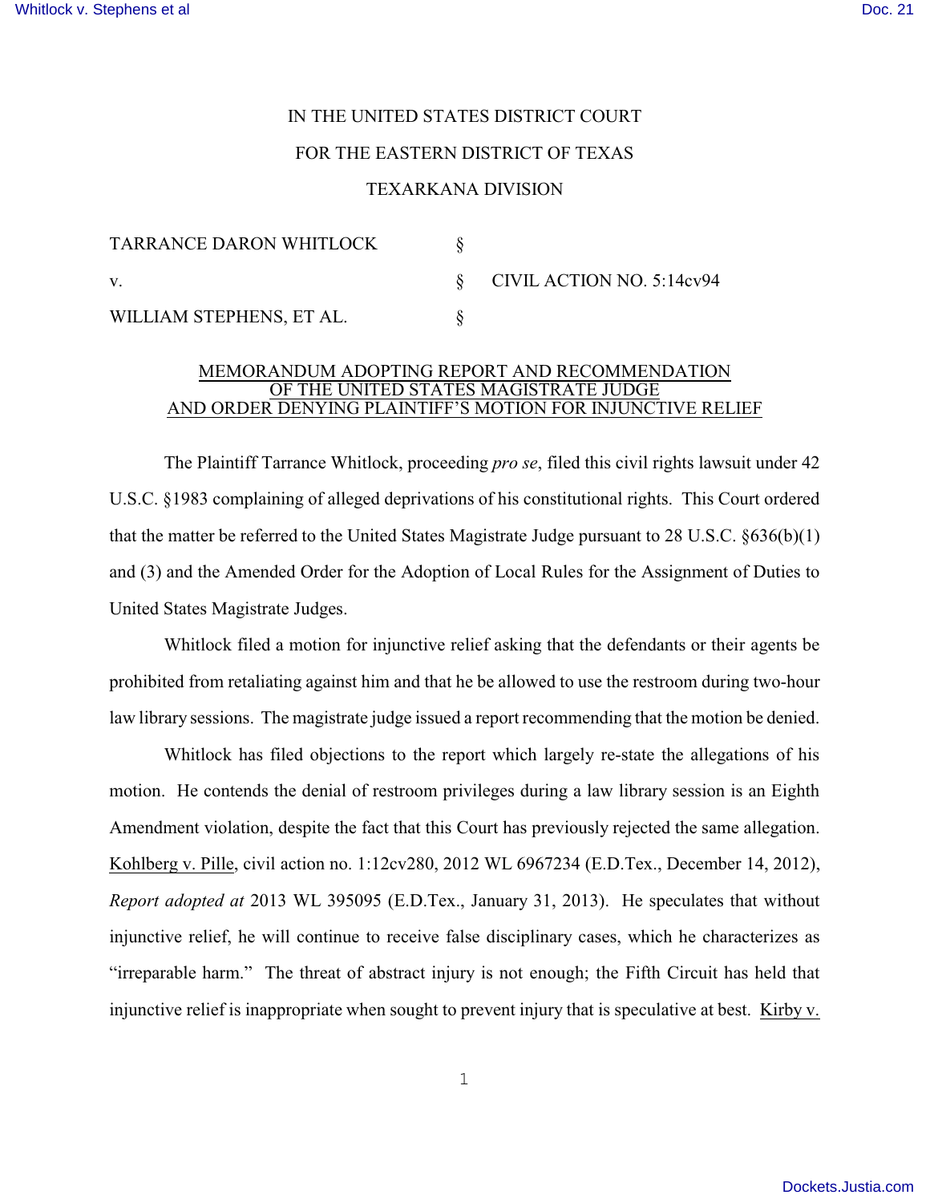IN THE UNITED STATES DISTRICT COURT

FOR THE EASTERN DISTRICT OF TEXAS

TEXARKANA DIVISION

| | | |
|---|---|---|
| TARRANCE DARON WHITLOCK | § | |
| v. | § | CIVIL ACTION NO. 5:14cv94 |
| WILLIAM STEPHENS, ET AL. | § | |

MEMORANDUM ADOPTING REPORT AND RECOMMENDATION OF THE UNITED STATES MAGISTRATE JUDGE AND ORDER DENYING PLAINTIFF'S MOTION FOR INJUNCTIVE RELIEF

The Plaintiff Tarrance Whitlock, proceeding *pro se*, filed this civil rights lawsuit under 42 U.S.C. §1983 complaining of alleged deprivations of his constitutional rights. This Court ordered that the matter be referred to the United States Magistrate Judge pursuant to 28 U.S.C. §636(b)(1) and (3) and the Amended Order for the Adoption of Local Rules for the Assignment of Duties to United States Magistrate Judges.

Whitlock filed a motion for injunctive relief asking that the defendants or their agents be prohibited from retaliating against him and that he be allowed to use the restroom during two-hour law library sessions. The magistrate judge issued a report recommending that the motion be denied.

Whitlock has filed objections to the report which largely re-state the allegations of his motion. He contends the denial of restroom privileges during a law library session is an Eighth Amendment violation, despite the fact that this Court has previously rejected the same allegation. Kohlberg v. Pille, civil action no. 1:12cv280, 2012 WL 6967234 (E.D.Tex., December 14, 2012), *Report adopted at* 2013 WL 395095 (E.D.Tex., January 31, 2013). He speculates that without injunctive relief, he will continue to receive false disciplinary cases, which he characterizes as "irreparable harm." The threat of abstract injury is not enough; the Fifth Circuit has held that injunctive relief is inappropriate when sought to prevent injury that is speculative at best. Kirby v.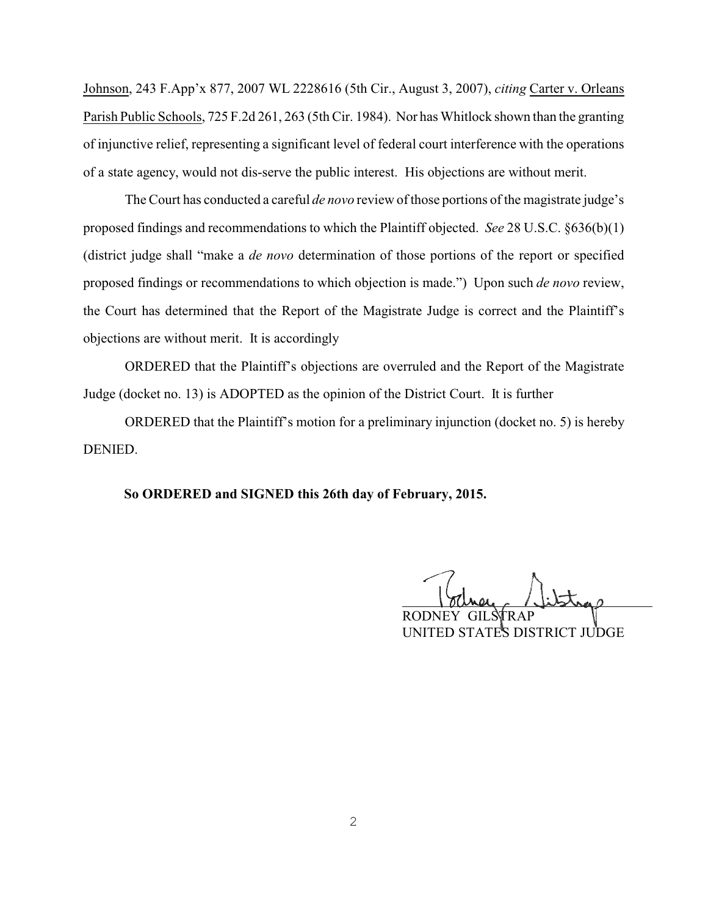Johnson, 243 F.App'x 877, 2007 WL 2228616 (5th Cir., August 3, 2007), *citing* Carter v. Orleans Parish Public Schools, 725 F.2d 261, 263 (5th Cir. 1984). Nor has Whitlock shown than the granting of injunctive relief, representing a significant level of federal court interference with the operations of a state agency, would not dis-serve the public interest. His objections are without merit.

The Court has conducted a careful *de novo* review of those portions of the magistrate judge's proposed findings and recommendations to which the Plaintiff objected. *See* 28 U.S.C. §636(b)(1) (district judge shall "make a *de novo* determination of those portions of the report or specified proposed findings or recommendations to which objection is made.") Upon such *de novo* review, the Court has determined that the Report of the Magistrate Judge is correct and the Plaintiff's objections are without merit. It is accordingly

ORDERED that the Plaintiff's objections are overruled and the Report of the Magistrate Judge (docket no. 13) is ADOPTED as the opinion of the District Court. It is further

ORDERED that the Plaintiff's motion for a preliminary injunction (docket no. 5) is hereby DENIED.

**So ORDERED and SIGNED this 26th day of February, 2015.**

RODNEY GILSTRAP
UNITED STATES DISTRICT JUDGE